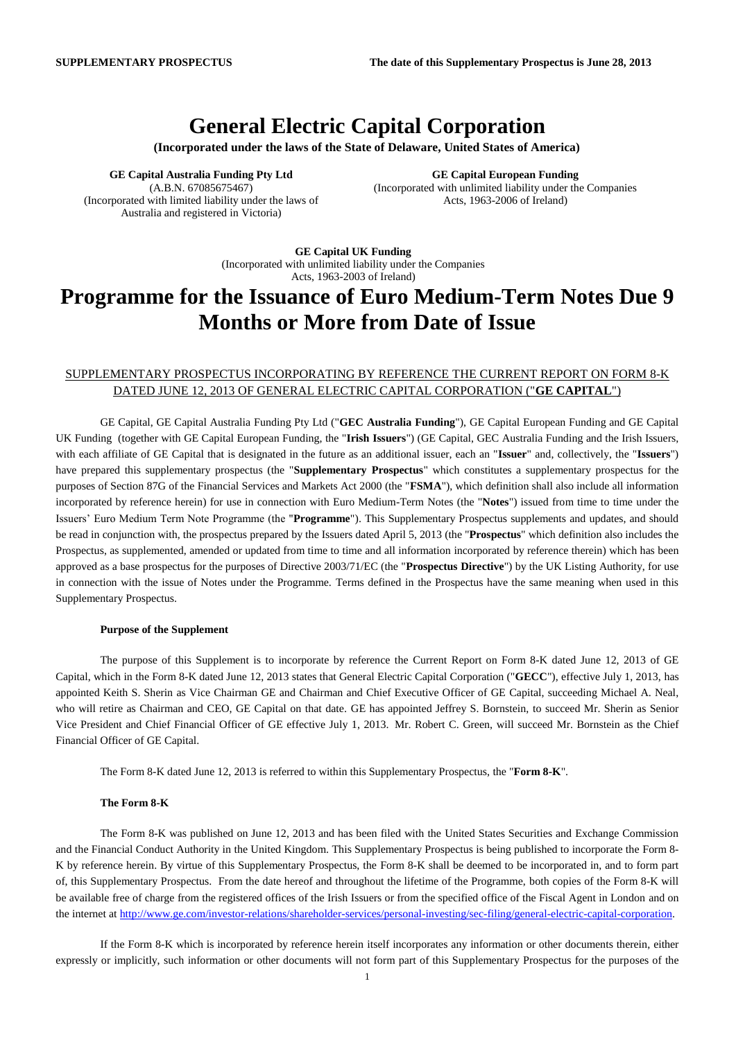**SUPPLEMENTARY PROSPECTUS** **The date of this Supplementary Prospectus is June 28, 2013**

# General Electric Capital Corporation

**(Incorporated under the laws of the State of Delaware, United States of America)**

**GE Capital Australia Funding Pty Ltd**
(A.B.N. 67085675467)
(Incorporated with limited liability under the laws of Australia and registered in Victoria)

**GE Capital European Funding**
(Incorporated with unlimited liability under the Companies Acts, 1963-2006 of Ireland)

**GE Capital UK Funding**
(Incorporated with unlimited liability under the Companies Acts, 1963-2003 of Ireland)

# Programme for the Issuance of Euro Medium-Term Notes Due 9 Months or More from Date of Issue

SUPPLEMENTARY PROSPECTUS INCORPORATING BY REFERENCE THE CURRENT REPORT ON FORM 8-K DATED JUNE 12, 2013 OF GENERAL ELECTRIC CAPITAL CORPORATION ("**GE CAPITAL**")

GE Capital, GE Capital Australia Funding Pty Ltd ("**GEC Australia Funding**"), GE Capital European Funding and GE Capital UK Funding (together with GE Capital European Funding, the "**Irish Issuers**") (GE Capital, GEC Australia Funding and the Irish Issuers, with each affiliate of GE Capital that is designated in the future as an additional issuer, each an "**Issuer**" and, collectively, the "**Issuers**") have prepared this supplementary prospectus (the "**Supplementary Prospectus**" which constitutes a supplementary prospectus for the purposes of Section 87G of the Financial Services and Markets Act 2000 (the "**FSMA**"), which definition shall also include all information incorporated by reference herein) for use in connection with Euro Medium-Term Notes (the "**Notes**") issued from time to time under the Issuers' Euro Medium Term Note Programme (the "**Programme**"). This Supplementary Prospectus supplements and updates, and should be read in conjunction with, the prospectus prepared by the Issuers dated April 5, 2013 (the "**Prospectus**" which definition also includes the Prospectus, as supplemented, amended or updated from time to time and all information incorporated by reference therein) which has been approved as a base prospectus for the purposes of Directive 2003/71/EC (the "**Prospectus Directive**") by the UK Listing Authority, for use in connection with the issue of Notes under the Programme. Terms defined in the Prospectus have the same meaning when used in this Supplementary Prospectus.

**Purpose of the Supplement**

The purpose of this Supplement is to incorporate by reference the Current Report on Form 8-K dated June 12, 2013 of GE Capital, which in the Form 8-K dated June 12, 2013 states that General Electric Capital Corporation ("**GECC**"), effective July 1, 2013, has appointed Keith S. Sherin as Vice Chairman GE and Chairman and Chief Executive Officer of GE Capital, succeeding Michael A. Neal, who will retire as Chairman and CEO, GE Capital on that date. GE has appointed Jeffrey S. Bornstein, to succeed Mr. Sherin as Senior Vice President and Chief Financial Officer of GE effective July 1, 2013. Mr. Robert C. Green, will succeed Mr. Bornstein as the Chief Financial Officer of GE Capital.

The Form 8-K dated June 12, 2013 is referred to within this Supplementary Prospectus, the "**Form 8-K**".

**The Form 8-K**

The Form 8-K was published on June 12, 2013 and has been filed with the United States Securities and Exchange Commission and the Financial Conduct Authority in the United Kingdom. This Supplementary Prospectus is being published to incorporate the Form 8-K by reference herein. By virtue of this Supplementary Prospectus, the Form 8-K shall be deemed to be incorporated in, and to form part of, this Supplementary Prospectus. From the date hereof and throughout the lifetime of the Programme, both copies of the Form 8-K will be available free of charge from the registered offices of the Irish Issuers or from the specified office of the Fiscal Agent in London and on the internet at http://www.ge.com/investor-relations/shareholder-services/personal-investing/sec-filing/general-electric-capital-corporation.

If the Form 8-K which is incorporated by reference herein itself incorporates any information or other documents therein, either expressly or implicitly, such information or other documents will not form part of this Supplementary Prospectus for the purposes of the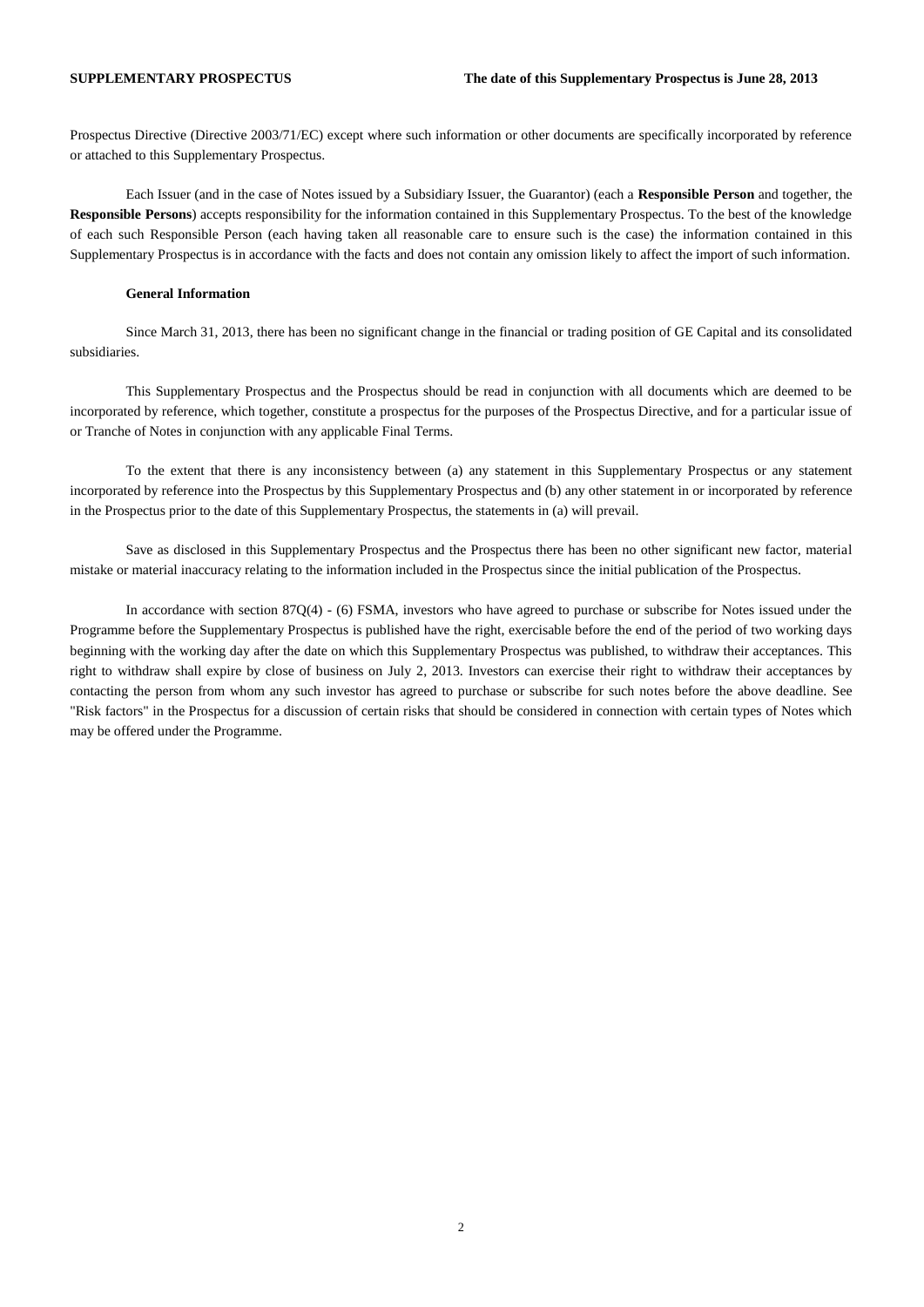Prospectus Directive (Directive 2003/71/EC) except where such information or other documents are specifically incorporated by reference or attached to this Supplementary Prospectus.

Each Issuer (and in the case of Notes issued by a Subsidiary Issuer, the Guarantor) (each a **Responsible Person** and together, the **Responsible Persons**) accepts responsibility for the information contained in this Supplementary Prospectus. To the best of the knowledge of each such Responsible Person (each having taken all reasonable care to ensure such is the case) the information contained in this Supplementary Prospectus is in accordance with the facts and does not contain any omission likely to affect the import of such information.

**General Information**

Since March 31, 2013, there has been no significant change in the financial or trading position of GE Capital and its consolidated subsidiaries.

This Supplementary Prospectus and the Prospectus should be read in conjunction with all documents which are deemed to be incorporated by reference, which together, constitute a prospectus for the purposes of the Prospectus Directive, and for a particular issue of or Tranche of Notes in conjunction with any applicable Final Terms.

To the extent that there is any inconsistency between (a) any statement in this Supplementary Prospectus or any statement incorporated by reference into the Prospectus by this Supplementary Prospectus and (b) any other statement in or incorporated by reference in the Prospectus prior to the date of this Supplementary Prospectus, the statements in (a) will prevail.

Save as disclosed in this Supplementary Prospectus and the Prospectus there has been no other significant new factor, material mistake or material inaccuracy relating to the information included in the Prospectus since the initial publication of the Prospectus.

In accordance with section 87Q(4) - (6) FSMA, investors who have agreed to purchase or subscribe for Notes issued under the Programme before the Supplementary Prospectus is published have the right, exercisable before the end of the period of two working days beginning with the working day after the date on which this Supplementary Prospectus was published, to withdraw their acceptances. This right to withdraw shall expire by close of business on July 2, 2013. Investors can exercise their right to withdraw their acceptances by contacting the person from whom any such investor has agreed to purchase or subscribe for such notes before the above deadline. See "Risk factors" in the Prospectus for a discussion of certain risks that should be considered in connection with certain types of Notes which may be offered under the Programme.